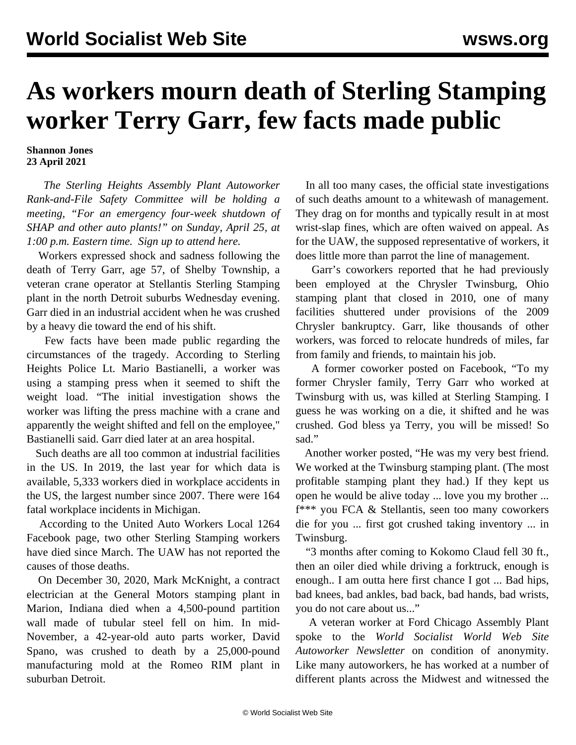# As workers mourn death of Sterling Stamping worker Terry Garr, few facts made public

**Shannon Jones**
**23 April 2021**

*The Sterling Heights Assembly Plant Autoworker Rank-and-File Safety Committee will be holding a meeting, "For an emergency four-week shutdown of SHAP and other auto plants!" on Sunday, April 25, at 1:00 p.m. Eastern time. Sign up to attend here.*

Workers expressed shock and sadness following the death of Terry Garr, age 57, of Shelby Township, a veteran crane operator at Stellantis Sterling Stamping plant in the north Detroit suburbs Wednesday evening. Garr died in an industrial accident when he was crushed by a heavy die toward the end of his shift.

Few facts have been made public regarding the circumstances of the tragedy. According to Sterling Heights Police Lt. Mario Bastianelli, a worker was using a stamping press when it seemed to shift the weight load. "The initial investigation shows the worker was lifting the press machine with a crane and apparently the weight shifted and fell on the employee," Bastianelli said. Garr died later at an area hospital.

Such deaths are all too common at industrial facilities in the US. In 2019, the last year for which data is available, 5,333 workers died in workplace accidents in the US, the largest number since 2007. There were 164 fatal workplace incidents in Michigan.

According to the United Auto Workers Local 1264 Facebook page, two other Sterling Stamping workers have died since March. The UAW has not reported the causes of those deaths.

On December 30, 2020, Mark McKnight, a contract electrician at the General Motors stamping plant in Marion, Indiana died when a 4,500-pound partition wall made of tubular steel fell on him. In mid-November, a 42-year-old auto parts worker, David Spano, was crushed to death by a 25,000-pound manufacturing mold at the Romeo RIM plant in suburban Detroit.

In all too many cases, the official state investigations of such deaths amount to a whitewash of management. They drag on for months and typically result in at most wrist-slap fines, which are often waived on appeal. As for the UAW, the supposed representative of workers, it does little more than parrot the line of management.

Garr's coworkers reported that he had previously been employed at the Chrysler Twinsburg, Ohio stamping plant that closed in 2010, one of many facilities shuttered under provisions of the 2009 Chrysler bankruptcy. Garr, like thousands of other workers, was forced to relocate hundreds of miles, far from family and friends, to maintain his job.

A former coworker posted on Facebook, "To my former Chrysler family, Terry Garr who worked at Twinsburg with us, was killed at Sterling Stamping. I guess he was working on a die, it shifted and he was crushed. God bless ya Terry, you will be missed! So sad."

Another worker posted, "He was my very best friend. We worked at the Twinsburg stamping plant. (The most profitable stamping plant they had.) If they kept us open he would be alive today ... love you my brother ... f*** you FCA & Stellantis, seen too many coworkers die for you ... first got crushed taking inventory ... in Twinsburg.

"3 months after coming to Kokomo Claud fell 30 ft., then an oiler died while driving a forktruck, enough is enough.. I am outta here first chance I got ... Bad hips, bad knees, bad ankles, bad back, bad hands, bad wrists, you do not care about us..."

A veteran worker at Ford Chicago Assembly Plant spoke to the *World Socialist World Web Site Autoworker Newsletter* on condition of anonymity. Like many autoworkers, he has worked at a number of different plants across the Midwest and witnessed the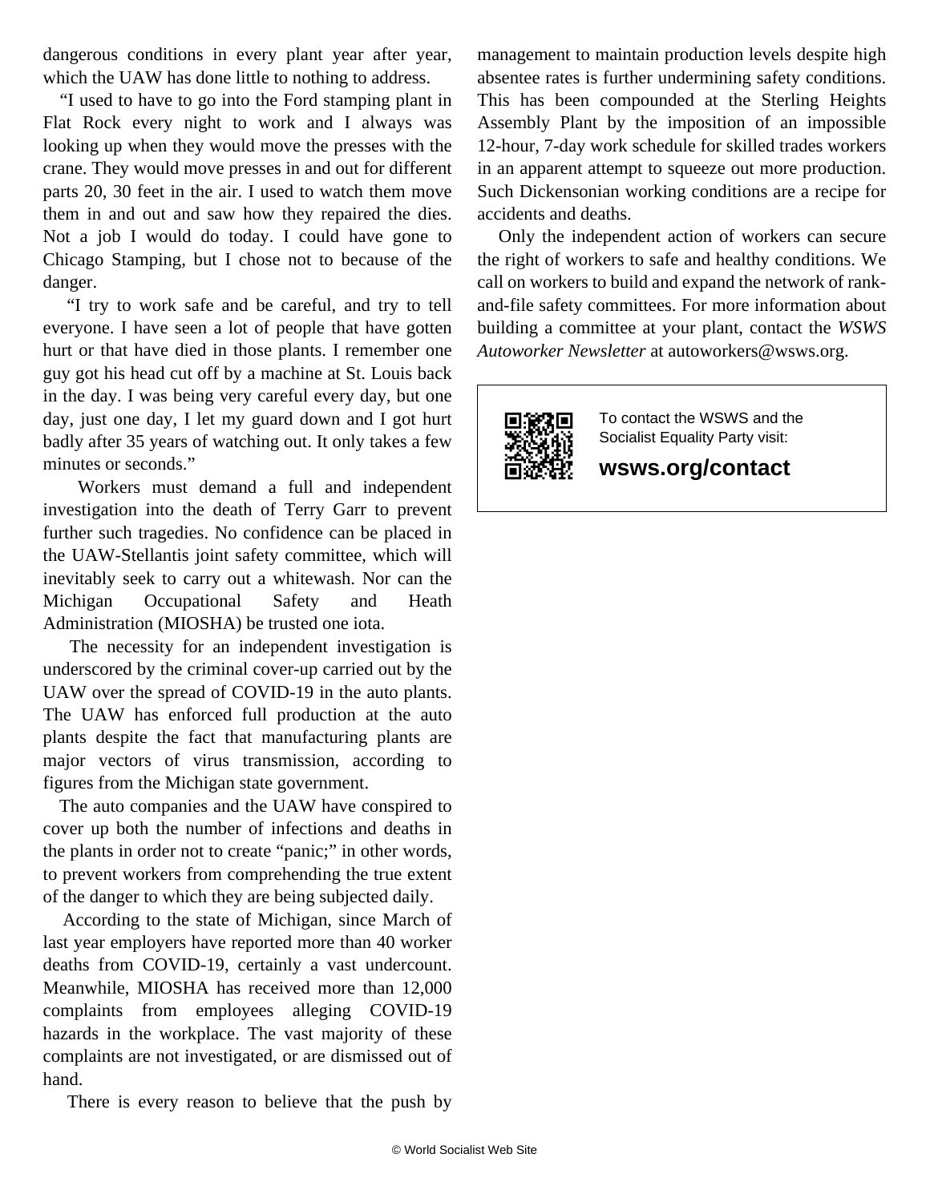dangerous conditions in every plant year after year, which the UAW has done little to nothing to address.

"I used to have to go into the Ford stamping plant in Flat Rock every night to work and I always was looking up when they would move the presses with the crane. They would move presses in and out for different parts 20, 30 feet in the air. I used to watch them move them in and out and saw how they repaired the dies. Not a job I would do today. I could have gone to Chicago Stamping, but I chose not to because of the danger.

"I try to work safe and be careful, and try to tell everyone. I have seen a lot of people that have gotten hurt or that have died in those plants. I remember one guy got his head cut off by a machine at St. Louis back in the day. I was being very careful every day, but one day, just one day, I let my guard down and I got hurt badly after 35 years of watching out. It only takes a few minutes or seconds."

Workers must demand a full and independent investigation into the death of Terry Garr to prevent further such tragedies. No confidence can be placed in the UAW-Stellantis joint safety committee, which will inevitably seek to carry out a whitewash. Nor can the Michigan Occupational Safety and Heath Administration (MIOSHA) be trusted one iota.

The necessity for an independent investigation is underscored by the criminal cover-up carried out by the UAW over the spread of COVID-19 in the auto plants. The UAW has enforced full production at the auto plants despite the fact that manufacturing plants are major vectors of virus transmission, according to figures from the Michigan state government.

The auto companies and the UAW have conspired to cover up both the number of infections and deaths in the plants in order not to create "panic;" in other words, to prevent workers from comprehending the true extent of the danger to which they are being subjected daily.

According to the state of Michigan, since March of last year employers have reported more than 40 worker deaths from COVID-19, certainly a vast undercount. Meanwhile, MIOSHA has received more than 12,000 complaints from employees alleging COVID-19 hazards in the workplace. The vast majority of these complaints are not investigated, or are dismissed out of hand.

There is every reason to believe that the push by management to maintain production levels despite high absentee rates is further undermining safety conditions. This has been compounded at the Sterling Heights Assembly Plant by the imposition of an impossible 12-hour, 7-day work schedule for skilled trades workers in an apparent attempt to squeeze out more production. Such Dickensonian working conditions are a recipe for accidents and deaths.

Only the independent action of workers can secure the right of workers to safe and healthy conditions. We call on workers to build and expand the network of rank-and-file safety committees. For more information about building a committee at your plant, contact the *WSWS Autoworker Newsletter* at autoworkers@wsws.org.

To contact the WSWS and the Socialist Equality Party visit:

**wsws.org/contact**